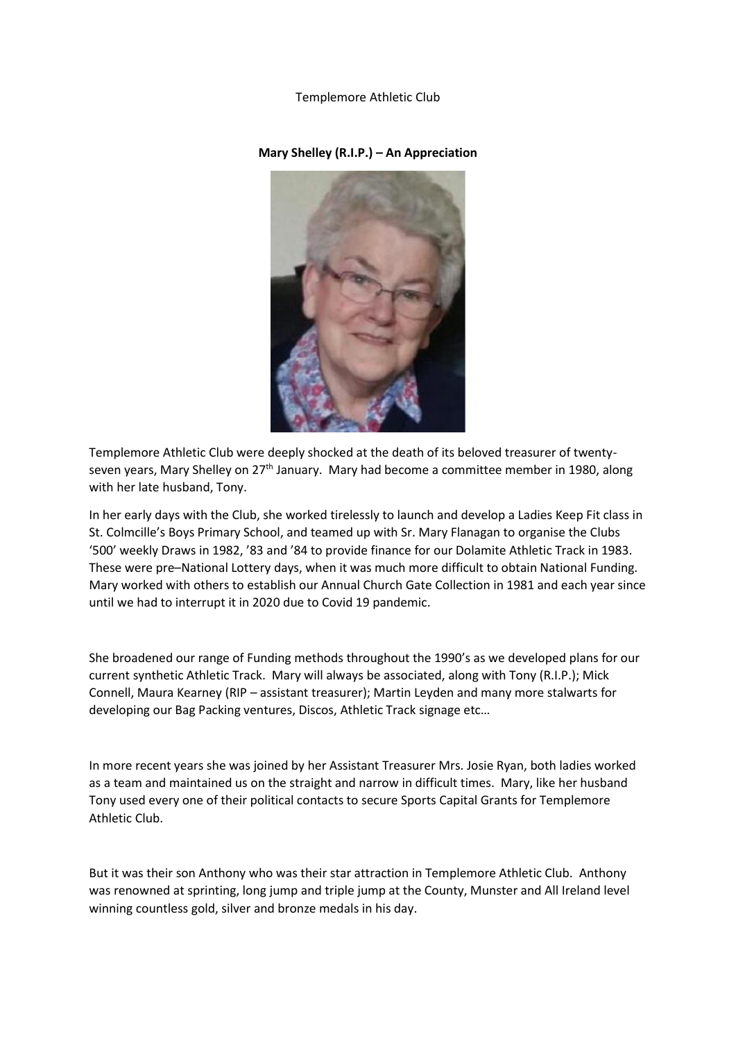Templemore Athletic Club

**Mary Shelley (R.I.P.) – An Appreciation**

Templemore Athletic Club were deeply shocked at the death of its beloved treasurer of twenty-seven years, Mary Shelley on 27th January. Mary had become a committee member in 1980, along with her late husband, Tony.

In her early days with the Club, she worked tirelessly to launch and develop a Ladies Keep Fit class in St. Colmcille's Boys Primary School, and teamed up with Sr. Mary Flanagan to organise the Clubs '500' weekly Draws in 1982, '83 and '84 to provide finance for our Dolamite Athletic Track in 1983. These were pre–National Lottery days, when it was much more difficult to obtain National Funding. Mary worked with others to establish our Annual Church Gate Collection in 1981 and each year since until we had to interrupt it in 2020 due to Covid 19 pandemic.

She broadened our range of Funding methods throughout the 1990's as we developed plans for our current synthetic Athletic Track. Mary will always be associated, along with Tony (R.I.P.); Mick Connell, Maura Kearney (RIP – assistant treasurer); Martin Leyden and many more stalwarts for developing our Bag Packing ventures, Discos, Athletic Track signage etc…

In more recent years she was joined by her Assistant Treasurer Mrs. Josie Ryan, both ladies worked as a team and maintained us on the straight and narrow in difficult times. Mary, like her husband Tony used every one of their political contacts to secure Sports Capital Grants for Templemore Athletic Club.

But it was their son Anthony who was their star attraction in Templemore Athletic Club. Anthony was renowned at sprinting, long jump and triple jump at the County, Munster and All Ireland level winning countless gold, silver and bronze medals in his day.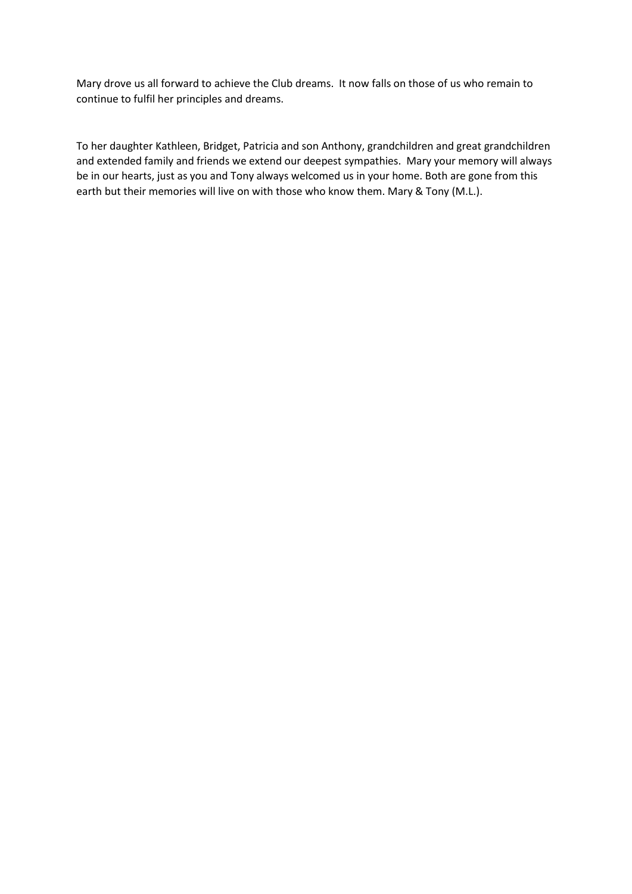Mary drove us all forward to achieve the Club dreams.  It now falls on those of us who remain to continue to fulfil her principles and dreams.

To her daughter Kathleen, Bridget, Patricia and son Anthony, grandchildren and great grandchildren and extended family and friends we extend our deepest sympathies.  Mary your memory will always be in our hearts, just as you and Tony always welcomed us in your home. Both are gone from this earth but their memories will live on with those who know them. Mary & Tony (M.L.).